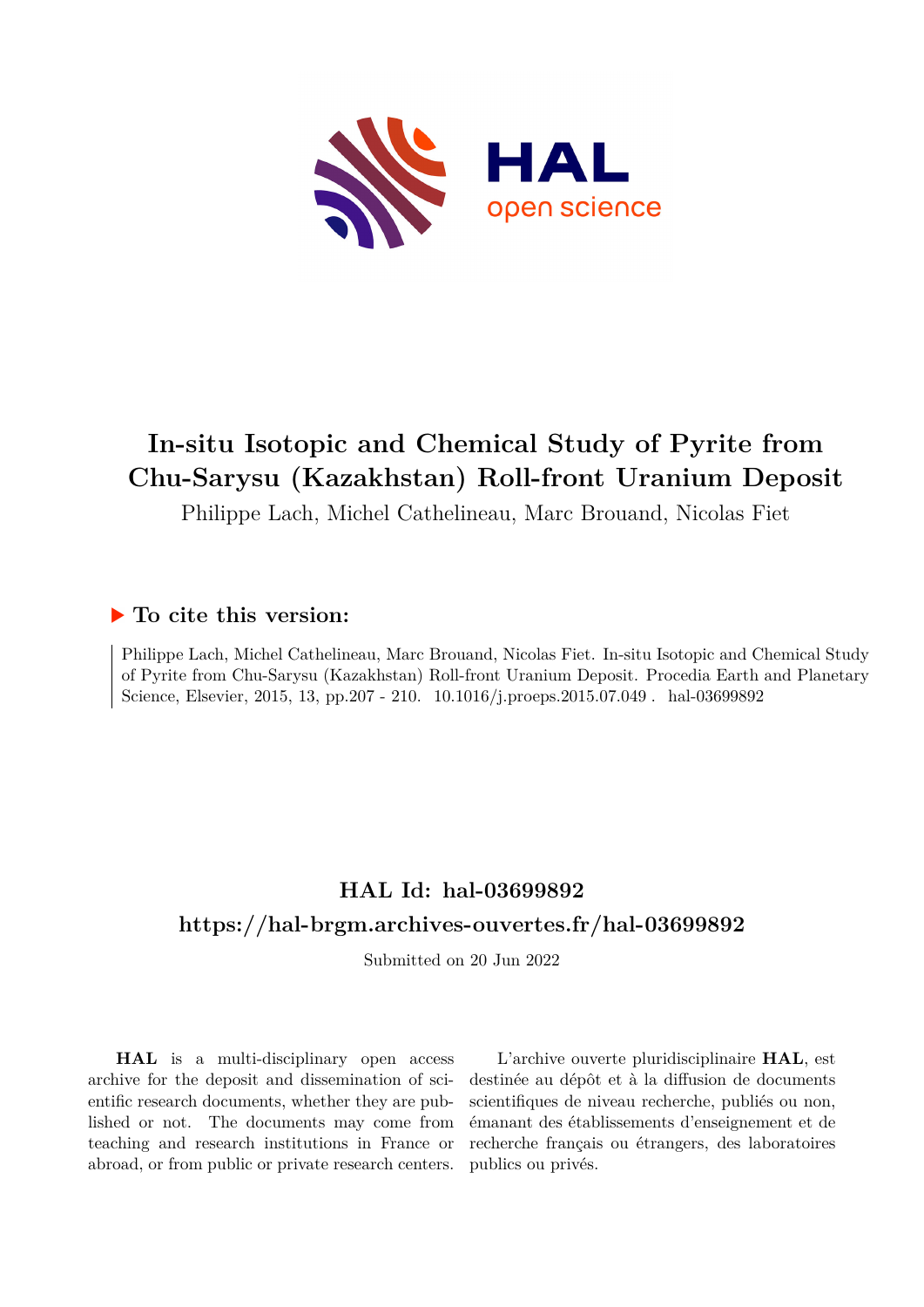# In-situ Isotopic and Chemical Study of Pyrite from Chu-Sarysu (Kazakhstan) Roll-front Uranium Deposit

Philippe Lach, Michel Cathelineau, Marc Brouand, Nicolas Fiet

## ▶ To cite this version:

Philippe Lach, Michel Cathelineau, Marc Brouand, Nicolas Fiet. In-situ Isotopic and Chemical Study of Pyrite from Chu-Sarysu (Kazakhstan) Roll-front Uranium Deposit. Procedia Earth and Planetary Science, Elsevier, 2015, 13, pp.207 - 210. 10.1016/j.proeps.2015.07.049 . hal-03699892

## HAL Id: hal-03699892

## https://hal-brgm.archives-ouvertes.fr/hal-03699892

Submitted on 20 Jun 2022

**HAL** is a multi-disciplinary open access archive for the deposit and dissemination of scientific research documents, whether they are published or not. The documents may come from teaching and research institutions in France or abroad, or from public or private research centers.

L'archive ouverte pluridisciplinaire **HAL**, est destinée au dépôt et à la diffusion de documents scientifiques de niveau recherche, publiés ou non, émanant des établissements d'enseignement et de recherche français ou étrangers, des laboratoires publics ou privés.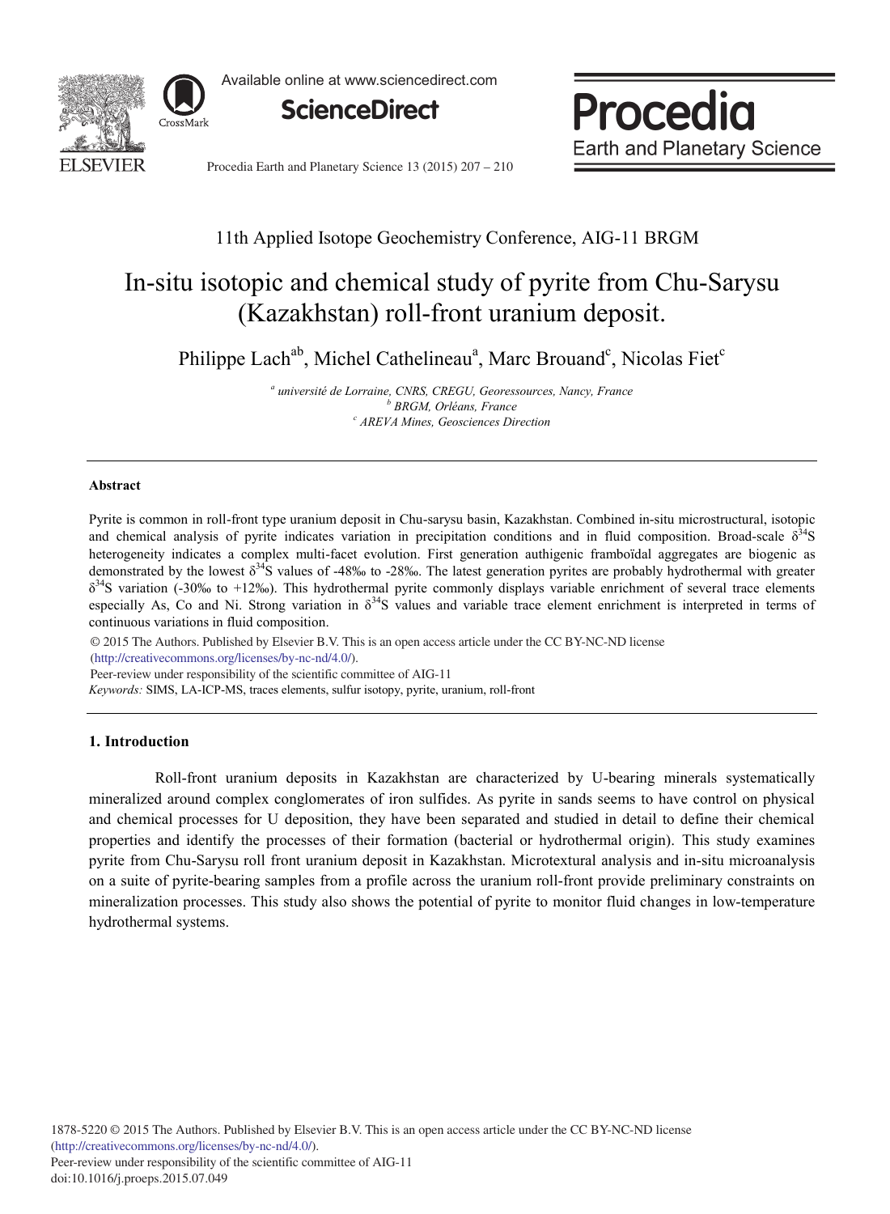Available online at www.sciencedirect.com

**ScienceDirect**

**Procedia Earth and Planetary Science**

11th Applied Isotope Geochemistry Conference, AIG-11 BRGM

# In-situ isotopic and chemical study of pyrite from Chu-Sarysu (Kazakhstan) roll-front uranium deposit.

Philippe Lach[ab], Michel Cathelineau[a], Marc Brouand[c], Nicolas Fiet[c]

[a] *université de Lorraine, CNRS, CREGU, Georessources, Nancy, France*
[b] *BRGM, Orléans, France*
[c] *AREVA Mines, Geosciences Direction*

---

**Abstract**

Pyrite is common in roll-front type uranium deposit in Chu-sarysu basin, Kazakhstan. Combined in-situ microstructural, isotopic and chemical analysis of pyrite indicates variation in precipitation conditions and in fluid composition. Broad-scale $\delta^{34}S$ heterogeneity indicates a complex multi-facet evolution. First generation authigenic framboïdal aggregates are biogenic as demonstrated by the lowest $\delta^{34}S$ values of -48‰ to -28‰. The latest generation pyrites are probably hydrothermal with greater $\delta^{34}S$ variation (-30‰ to +12‰). This hydrothermal pyrite commonly displays variable enrichment of several trace elements especially As, Co and Ni. Strong variation in $\delta^{34}S$ values and variable trace element enrichment is interpreted in terms of continuous variations in fluid composition.

© 2015 The Authors. Published by Elsevier B.V. This is an open access article under the CC BY-NC-ND license (http://creativecommons.org/licenses/by-nc-nd/4.0/).
Peer-review under responsibility of the scientific committee of AIG-11

*Keywords:* SIMS, LA-ICP-MS, traces elements, sulfur isotopy, pyrite, uranium, roll-front

---

## 1. Introduction

Roll-front uranium deposits in Kazakhstan are characterized by U-bearing minerals systematically mineralized around complex conglomerates of iron sulfides. As pyrite in sands seems to have control on physical and chemical processes for U deposition, they have been separated and studied in detail to define their chemical properties and identify the processes of their formation (bacterial or hydrothermal origin). This study examines pyrite from Chu-Sarysu roll front uranium deposit in Kazakhstan. Microtextural analysis and in-situ microanalysis on a suite of pyrite-bearing samples from a profile across the uranium roll-front provide preliminary constraints on mineralization processes. This study also shows the potential of pyrite to monitor fluid changes in low-temperature hydrothermal systems.

1878-5220 © 2015 The Authors. Published by Elsevier B.V. This is an open access article under the CC BY-NC-ND license (http://creativecommons.org/licenses/by-nc-nd/4.0/).
Peer-review under responsibility of the scientific committee of AIG-11
doi:10.1016/j.proeps.2015.07.049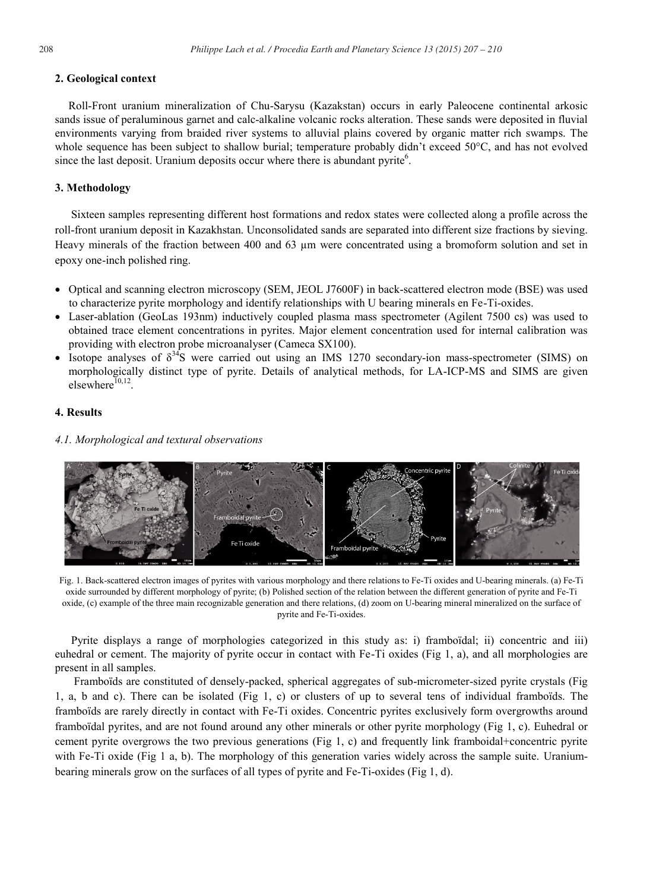## 2. Geological context

Roll-Front uranium mineralization of Chu-Sarysu (Kazakstan) occurs in early Paleocene continental arkosic sands issue of peraluminous garnet and calc-alkaline volcanic rocks alteration. These sands were deposited in fluvial environments varying from braided river systems to alluvial plains covered by organic matter rich swamps. The whole sequence has been subject to shallow burial; temperature probably didn't exceed 50°C, and has not evolved since the last deposit. Uranium deposits occur where there is abundant pyrite[6].

## 3. Methodology

Sixteen samples representing different host formations and redox states were collected along a profile across the roll-front uranium deposit in Kazakhstan. Unconsolidated sands are separated into different size fractions by sieving. Heavy minerals of the fraction between 400 and 63 µm were concentrated using a bromoform solution and set in epoxy one-inch polished ring.

- Optical and scanning electron microscopy (SEM, JEOL J7600F) in back-scattered electron mode (BSE) was used to characterize pyrite morphology and identify relationships with U bearing minerals en Fe-Ti-oxides.
- Laser-ablation (GeoLas 193nm) inductively coupled plasma mass spectrometer (Agilent 7500 cs) was used to obtained trace element concentrations in pyrites. Major element concentration used for internal calibration was providing with electron probe microanalyser (Cameca SX100).
- Isotope analyses of $\delta^{34}S$ were carried out using an IMS 1270 secondary-ion mass-spectrometer (SIMS) on morphologically distinct type of pyrite. Details of analytical methods, for LA-ICP-MS and SIMS are given elsewhere[10,12].

## 4. Results

### 4.1. Morphological and textural observations

Fig. 1. Back-scattered electron images of pyrites with various morphology and there relations to Fe-Ti oxides and U-bearing minerals. (a) Fe-Ti oxide surrounded by different morphology of pyrite; (b) Polished section of the relation between the different generation of pyrite and Fe-Ti oxide, (c) example of the three main recognizable generation and there relations, (d) zoom on U-bearing mineral mineralized on the surface of pyrite and Fe-Ti-oxides.

Pyrite displays a range of morphologies categorized in this study as: i) framboïdal; ii) concentric and iii) euhedral or cement. The majority of pyrite occur in contact with Fe-Ti oxides (Fig 1, a), and all morphologies are present in all samples.

Framboïds are constituted of densely-packed, spherical aggregates of sub-micrometer-sized pyrite crystals (Fig 1, a, b and c). There can be isolated (Fig 1, c) or clusters of up to several tens of individual framboïds. The framboïds are rarely directly in contact with Fe-Ti oxides. Concentric pyrites exclusively form overgrowths around framboïdal pyrites, and are not found around any other minerals or other pyrite morphology (Fig 1, c). Euhedral or cement pyrite overgrows the two previous generations (Fig 1, c) and frequently link framboidal+concentric pyrite with Fe-Ti oxide (Fig 1 a, b). The morphology of this generation varies widely across the sample suite. Uranium-bearing minerals grow on the surfaces of all types of pyrite and Fe-Ti-oxides (Fig 1, d).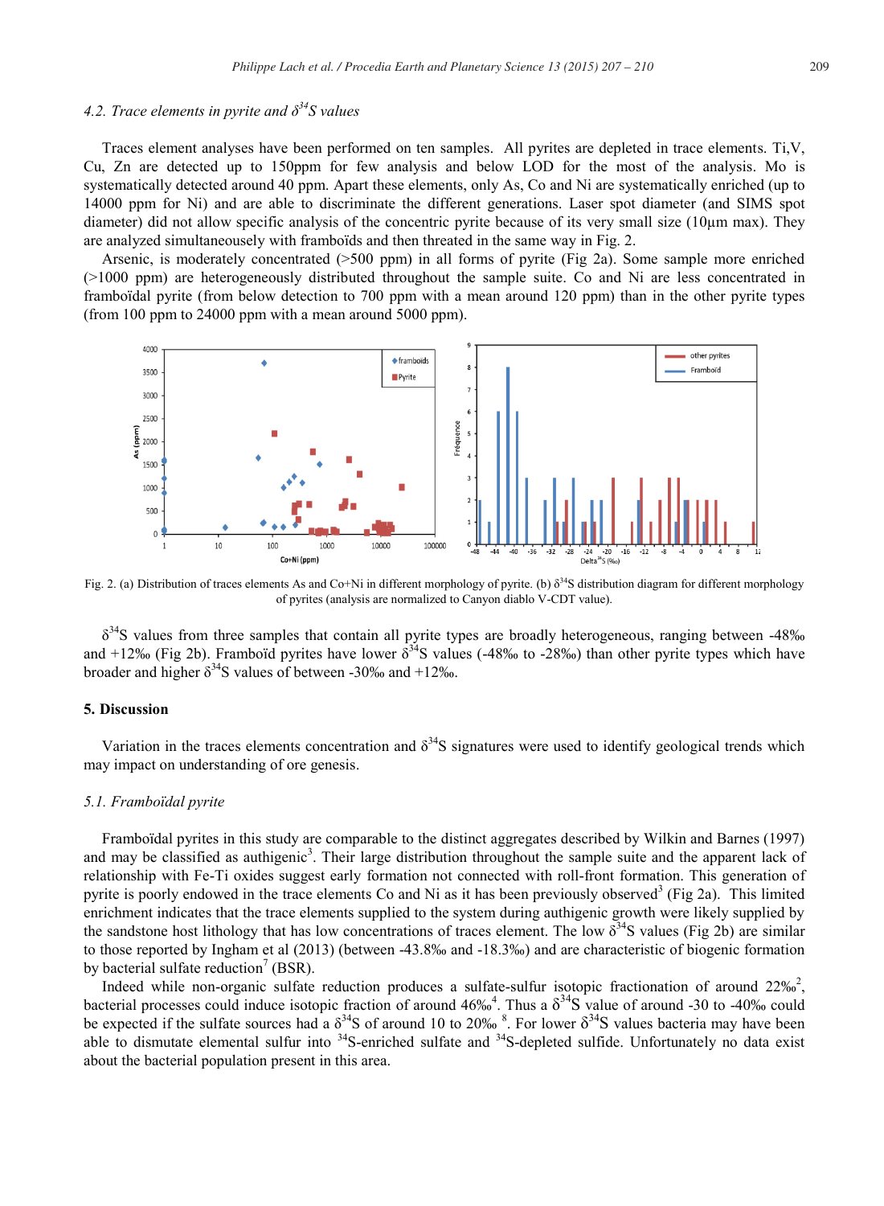### 4.2. Trace elements in pyrite and $\delta^{34}S$ values

Traces element analyses have been performed on ten samples. All pyrites are depleted in trace elements. Ti,V, Cu, Zn are detected up to 150ppm for few analysis and below LOD for the most of the analysis. Mo is systematically detected around 40 ppm. Apart these elements, only As, Co and Ni are systematically enriched (up to 14000 ppm for Ni) and are able to discriminate the different generations. Laser spot diameter (and SIMS spot diameter) did not allow specific analysis of the concentric pyrite because of its very small size (10µm max). They are analyzed simultaneously with framboïds and then threated in the same way in Fig. 2.

Arsenic, is moderately concentrated (>500 ppm) in all forms of pyrite (Fig 2a). Some sample more enriched (>1000 ppm) are heterogeneously distributed throughout the sample suite. Co and Ni are less concentrated in framboïdal pyrite (from below detection to 700 ppm with a mean around 120 ppm) than in the other pyrite types (from 100 ppm to 24000 ppm with a mean around 5000 ppm).

(a)
As (ppm)
0
500
1000
1500
2000
2500
3000
3500
4000
Co+Ni (ppm)
1
10
100
1000
10000
100000
framboids
Pyrite

(b)
Fréquence
0
1
2
3
4
5
6
7
8
9
Delta$^{34}$S (‰)
-48
-44
-40
-36
-32
-28
-24
-20
-16
-12
-8
-4
0
4
8
12
other pyrites
Framboïd

Fig. 2. (a) Distribution of traces elements As and Co+Ni in different morphology of pyrite. (b) $\delta^{34}S$ distribution diagram for different morphology of pyrites (analysis are normalized to Canyon diablo V-CDT value).

$\delta^{34}S$ values from three samples that contain all pyrite types are broadly heterogeneous, ranging between -48‰ and +12‰ (Fig 2b). Framboïd pyrites have lower $\delta^{34}S$ values (-48‰ to -28‰) than other pyrite types which have broader and higher $\delta^{34}S$ values of between -30‰ and +12‰.

## 5. Discussion

Variation in the traces elements concentration and $\delta^{34}S$ signatures were used to identify geological trends which may impact on understanding of ore genesis.

### 5.1. Framboïdal pyrite

Framboïdal pyrites in this study are comparable to the distinct aggregates described by Wilkin and Barnes (1997) and may be classified as authigenic[3]. Their large distribution throughout the sample suite and the apparent lack of relationship with Fe-Ti oxides suggest early formation not connected with roll-front formation. This generation of pyrite is poorly endowed in the trace elements Co and Ni as it has been previously observed[3] (Fig 2a). This limited enrichment indicates that the trace elements supplied to the system during authigenic growth were likely supplied by the sandstone host lithology that has low concentrations of traces element. The low $\delta^{34}S$ values (Fig 2b) are similar to those reported by Ingham et al (2013) (between -43.8‰ and -18.3‰) and are characteristic of biogenic formation by bacterial sulfate reduction[7] (BSR).

Indeed while non-organic sulfate reduction produces a sulfate-sulfur isotopic fractionation of around 22‰[2], bacterial processes could induce isotopic fraction of around 46‰[4]. Thus a $\delta^{34}S$ value of around -30 to -40‰ could be expected if the sulfate sources had a $\delta^{34}S$ of around 10 to 20‰ [8]. For lower $\delta^{34}S$ values bacteria may have been able to dismutate elemental sulfur into $^{34}S$-enriched sulfate and $^{34}S$-depleted sulfide. Unfortunately no data exist about the bacterial population present in this area.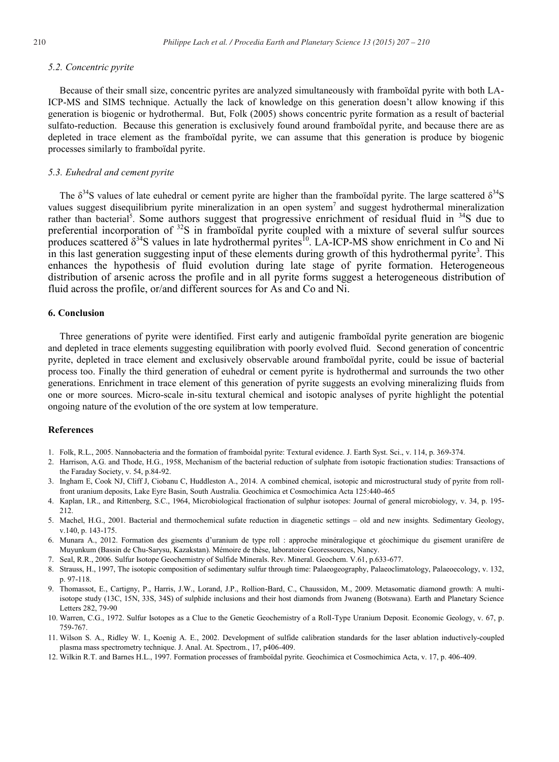### *5.2. Concentric pyrite*

Because of their small size, concentric pyrites are analyzed simultaneously with framboïdal pyrite with both LA-ICP-MS and SIMS technique. Actually the lack of knowledge on this generation doesn't allow knowing if this generation is biogenic or hydrothermal. But, Folk (2005) shows concentric pyrite formation as a result of bacterial sulfato-reduction. Because this generation is exclusively found around framboïdal pyrite, and because there are as depleted in trace element as the framboïdal pyrite, we can assume that this generation is produce by biogenic processes similarly to framboïdal pyrite.

### *5.3. Euhedral and cement pyrite*

The $\delta^{34}$S values of late euhedral or cement pyrite are higher than the framboïdal pyrite. The large scattered $\delta^{34}$S values suggest disequilibrium pyrite mineralization in an open system[7] and suggest hydrothermal mineralization rather than bacterial[5]. Some authors suggest that progressive enrichment of residual fluid in $^{34}$S due to preferential incorporation of $^{32}$S in framboïdal pyrite coupled with a mixture of several sulfur sources produces scattered $\delta^{34}$S values in late hydrothermal pyrites[10]. LA-ICP-MS show enrichment in Co and Ni in this last generation suggesting input of these elements during growth of this hydrothermal pyrite[3]. This enhances the hypothesis of fluid evolution during late stage of pyrite formation. Heterogeneous distribution of arsenic across the profile and in all pyrite forms suggest a heterogeneous distribution of fluid across the profile, or/and different sources for As and Co and Ni.

## 6. Conclusion

Three generations of pyrite were identified. First early and autigenic framboïdal pyrite generation are biogenic and depleted in trace elements suggesting equilibration with poorly evolved fluid. Second generation of concentric pyrite, depleted in trace element and exclusively observable around framboïdal pyrite, could be issue of bacterial process too. Finally the third generation of euhedral or cement pyrite is hydrothermal and surrounds the two other generations. Enrichment in trace element of this generation of pyrite suggests an evolving mineralizing fluids from one or more sources. Micro-scale in-situ textural chemical and isotopic analyses of pyrite highlight the potential ongoing nature of the evolution of the ore system at low temperature.

## References

1. Folk, R.L., 2005. Nannobacteria and the formation of framboidal pyrite: Textural evidence. J. Earth Syst. Sci., v. 114, p. 369-374.
2. Harrison, A.G. and Thode, H.G., 1958, Mechanism of the bacterial reduction of sulphate from isotopic fractionation studies: Transactions of the Faraday Society, v. 54, p.84-92.
3. Ingham E, Cook NJ, Cliff J, Ciobanu C, Huddleston A., 2014. A combined chemical, isotopic and microstructural study of pyrite from roll-front uranium deposits, Lake Eyre Basin, South Australia. Geochimica et Cosmochimica Acta 125:440-465
4. Kaplan, I.R., and Rittenberg, S.C., 1964, Microbiological fractionation of sulphur isotopes: Journal of general microbiology, v. 34, p. 195-212.
5. Machel, H.G., 2001. Bacterial and thermochemical sufate reduction in diagenetic settings – old and new insights. Sedimentary Geology, v.140, p. 143-175.
6. Munara A., 2012. Formation des gisements d'uranium de type roll : approche minéralogique et géochimique du gisement uranifère de Muyunkum (Bassin de Chu-Sarysu, Kazakstan). Mémoire de thèse, laboratoire Georessources, Nancy.
7. Seal, R.R., 2006. Sulfur Isotope Geochemistry of Sulfide Minerals. Rev. Mineral. Geochem. V.61, p.633-677.
8. Strauss, H., 1997, The isotopic composition of sedimentary sulfur through time: Palaeogeography, Palaeoclimatology, Palaeoecology, v. 132, p. 97-118.
9. Thomassot, E., Cartigny, P., Harris, J.W., Lorand, J.P., Rollion-Bard, C., Chaussidon, M., 2009. Metasomatic diamond growth: A multi-isotope study (13C, 15N, 33S, 34S) of sulphide inclusions and their host diamonds from Jwaneng (Botswana). Earth and Planetary Science Letters 282, 79-90
10. Warren, C.G., 1972. Sulfur Isotopes as a Clue to the Genetic Geochemistry of a Roll-Type Uranium Deposit. Economic Geology, v. 67, p. 759-767.
11. Wilson S. A., Ridley W. I., Koenig A. E., 2002. Development of sulfide calibration standards for the laser ablation inductively-coupled plasma mass spectrometry technique. J. Anal. At. Spectrom., 17, p406-409.
12. Wilkin R.T. and Barnes H.L., 1997. Formation processes of framboïdal pyrite. Geochimica et Cosmochimica Acta, v. 17, p. 406-409.